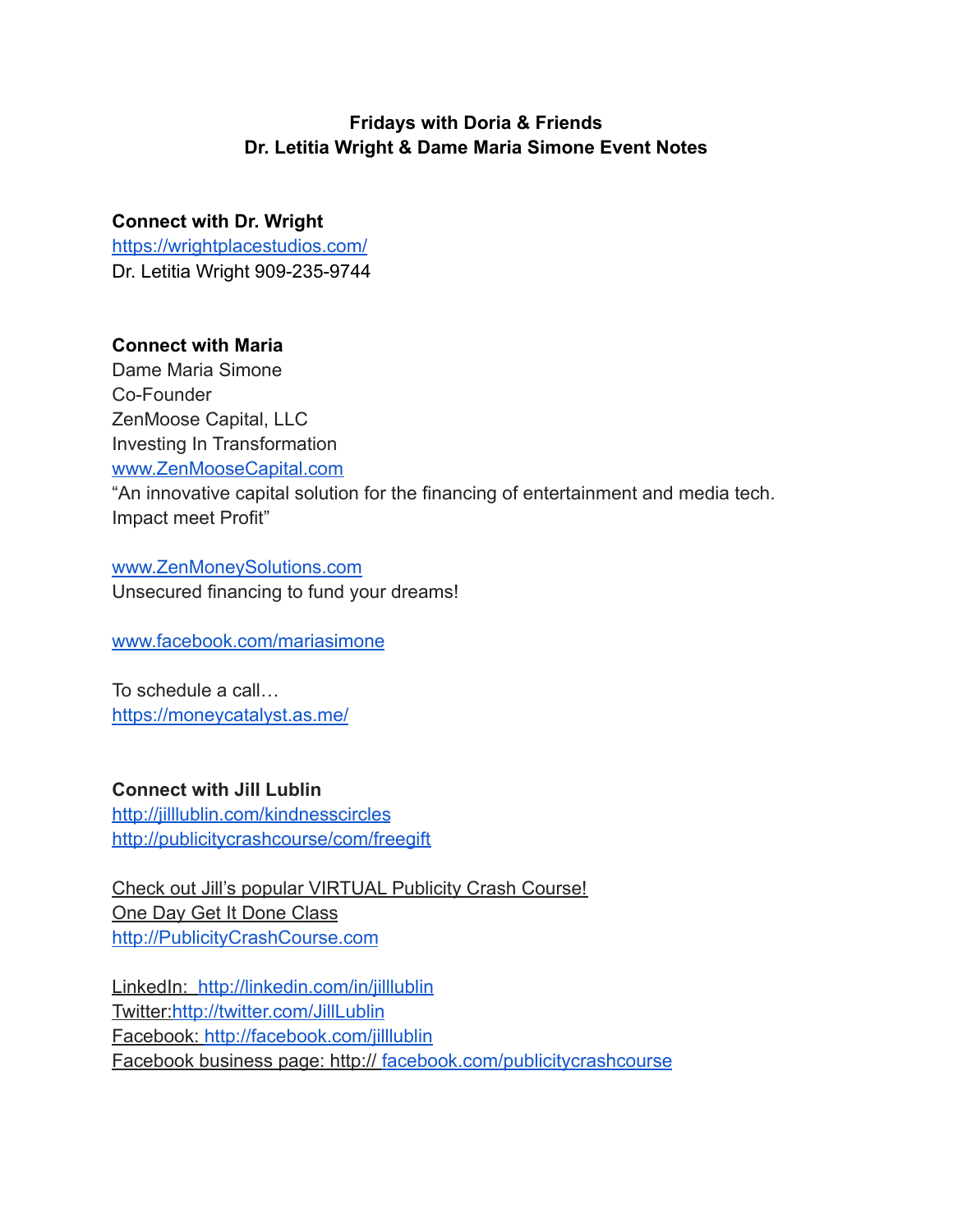**Fridays with Doria & Friends**
**Dr. Letitia Wright & Dame Maria Simone Event Notes**

**Connect with Dr. Wright**
https://wrightplacestudios.com/
Dr. Letitia Wright 909-235-9744

**Connect with Maria**
Dame Maria Simone
Co-Founder
ZenMoose Capital, LLC
Investing In Transformation
www.ZenMooseCapital.com
"An innovative capital solution for the financing of entertainment and media tech.
Impact meet Profit"

www.ZenMoneySolutions.com
Unsecured financing to fund your dreams!

www.facebook.com/mariasimone

To schedule a call…
https://moneycatalyst.as.me/

**Connect with Jill Lublin**
http://jilllublin.com/kindnesscircles
http://publicitycrashcourse/com/freegift

Check out Jill's popular VIRTUAL Publicity Crash Course!
One Day Get It Done Class
http://PublicityCrashCourse.com

LinkedIn: http://linkedin.com/in/jilllublin
Twitter:http://twitter.com/JillLublin
Facebook: http://facebook.com/jilllublin
Facebook business page: http:// facebook.com/publicitycrashcourse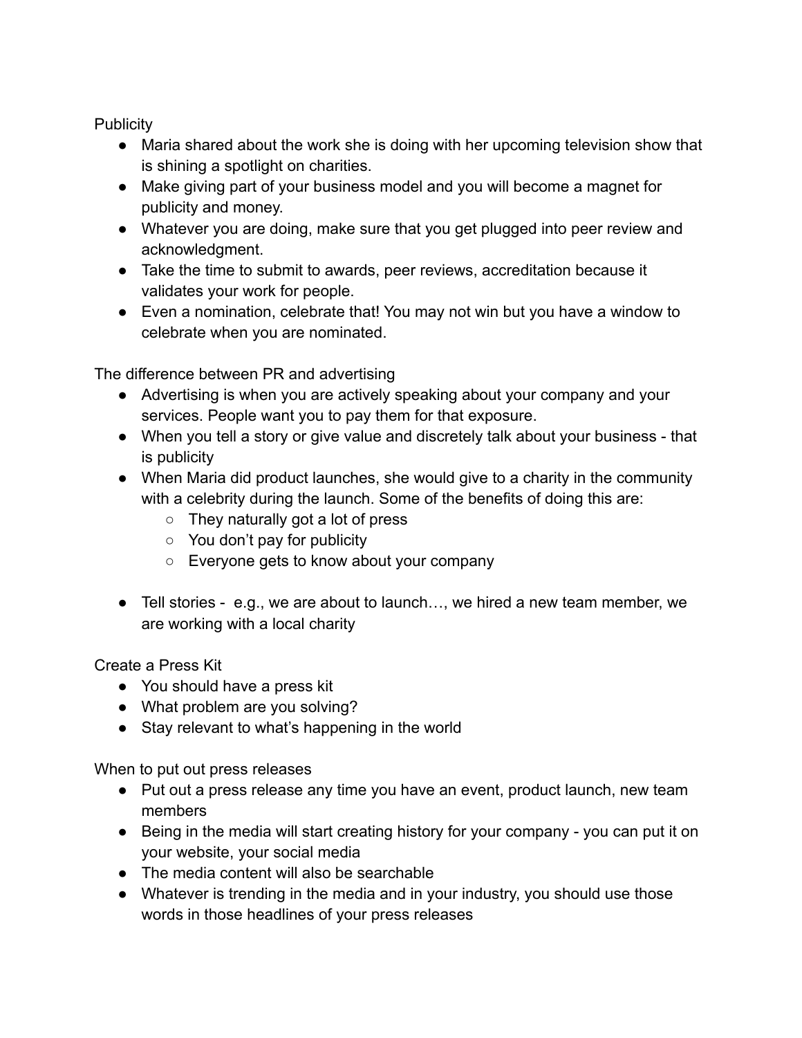Publicity

- Maria shared about the work she is doing with her upcoming television show that is shining a spotlight on charities.
- Make giving part of your business model and you will become a magnet for publicity and money.
- Whatever you are doing, make sure that you get plugged into peer review and acknowledgment.
- Take the time to submit to awards, peer reviews, accreditation because it validates your work for people.
- Even a nomination, celebrate that! You may not win but you have a window to celebrate when you are nominated.

The difference between PR and advertising

- Advertising is when you are actively speaking about your company and your services. People want you to pay them for that exposure.
- When you tell a story or give value and discretely talk about your business - that is publicity
- When Maria did product launches, she would give to a charity in the community with a celebrity during the launch. Some of the benefits of doing this are:
  - They naturally got a lot of press
  - You don't pay for publicity
  - Everyone gets to know about your company

- Tell stories - e.g., we are about to launch…, we hired a new team member, we are working with a local charity

Create a Press Kit

- You should have a press kit
- What problem are you solving?
- Stay relevant to what's happening in the world

When to put out press releases

- Put out a press release any time you have an event, product launch, new team members
- Being in the media will start creating history for your company - you can put it on your website, your social media
- The media content will also be searchable
- Whatever is trending in the media and in your industry, you should use those words in those headlines of your press releases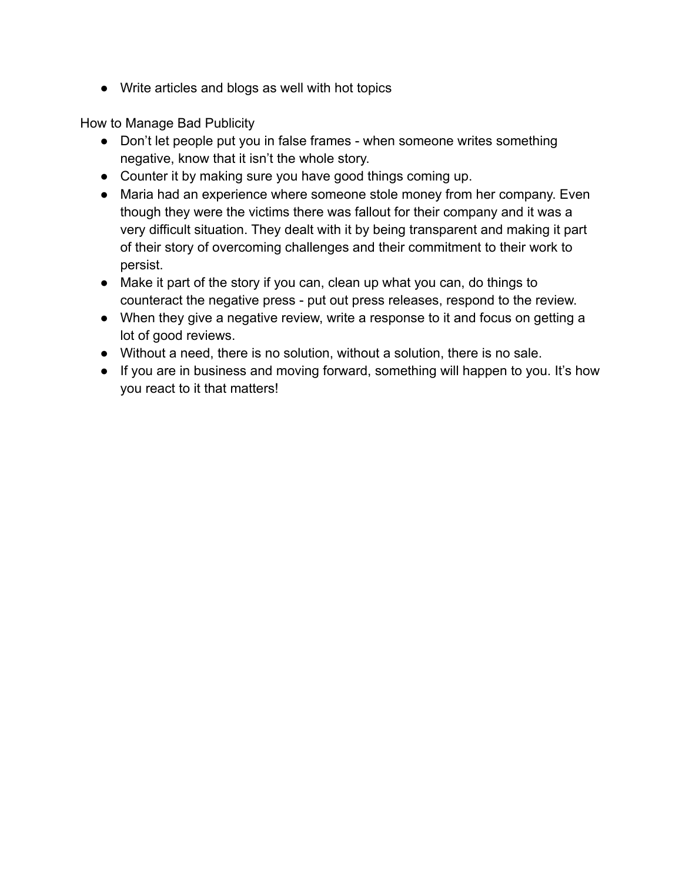- Write articles and blogs as well with hot topics

How to Manage Bad Publicity

- Don't let people put you in false frames - when someone writes something negative, know that it isn't the whole story.
- Counter it by making sure you have good things coming up.
- Maria had an experience where someone stole money from her company. Even though they were the victims there was fallout for their company and it was a very difficult situation. They dealt with it by being transparent and making it part of their story of overcoming challenges and their commitment to their work to persist.
- Make it part of the story if you can, clean up what you can, do things to counteract the negative press - put out press releases, respond to the review.
- When they give a negative review, write a response to it and focus on getting a lot of good reviews.
- Without a need, there is no solution, without a solution, there is no sale.
- If you are in business and moving forward, something will happen to you. It's how you react to it that matters!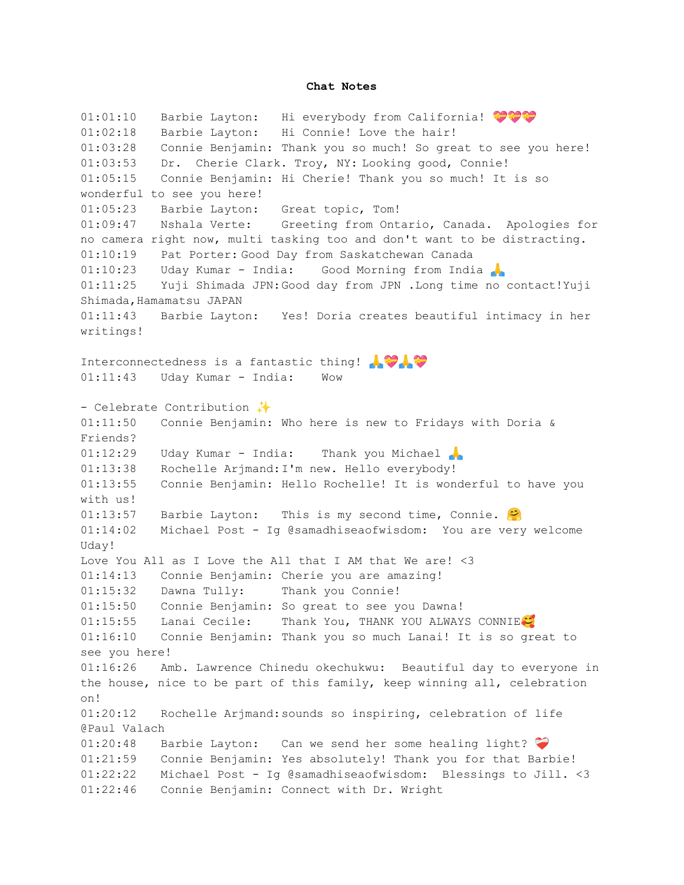**Chat Notes**

01:01:10 Barbie Layton: Hi everybody from California! 💝💝💝
01:02:18 Barbie Layton: Hi Connie! Love the hair!
01:03:28 Connie Benjamin: Thank you so much! So great to see you here!
01:03:53 Dr. Cherie Clark. Troy, NY: Looking good, Connie!
01:05:15 Connie Benjamin: Hi Cherie! Thank you so much! It is so wonderful to see you here!
01:05:23 Barbie Layton: Great topic, Tom!
01:09:47 Nshala Verte: Greeting from Ontario, Canada. Apologies for no camera right now, multi tasking too and don't want to be distracting.
01:10:19 Pat Porter: Good Day from Saskatchewan Canada
01:10:23 Uday Kumar - India: Good Morning from India 🙏
01:11:25 Yuji Shimada JPN: Good day from JPN .Long time no contact! Yuji Shimada, Hamamatsu JAPAN
01:11:43 Barbie Layton: Yes! Doria creates beautiful intimacy in her writings!

Interconnectedness is a fantastic thing! 🙏💝🙏💝
01:11:43 Uday Kumar - India: Wow

- Celebrate Contribution ✨
01:11:50 Connie Benjamin: Who here is new to Fridays with Doria & Friends?
01:12:29 Uday Kumar - India: Thank you Michael 🙏
01:13:38 Rochelle Arjmand: I'm new. Hello everybody!
01:13:55 Connie Benjamin: Hello Rochelle! It is wonderful to have you with us!
01:13:57 Barbie Layton: This is my second time, Connie. 🤗
01:14:02 Michael Post - Ig @samadhiseaofwisdom: You are very welcome Uday!
Love You All as I Love the All that I AM that We are! <3
01:14:13 Connie Benjamin: Cherie you are amazing!
01:15:32 Dawna Tully: Thank you Connie!
01:15:50 Connie Benjamin: So great to see you Dawna!
01:15:55 Lanai Cecile: Thank You, THANK YOU ALWAYS CONNIE🥰
01:16:10 Connie Benjamin: Thank you so much Lanai! It is so great to see you here!
01:16:26 Amb. Lawrence Chinedu okechukwu: Beautiful day to everyone in the house, nice to be part of this family, keep winning all, celebration on!
01:20:12 Rochelle Arjmand: sounds so inspiring, celebration of life @Paul Valach
01:20:48 Barbie Layton: Can we send her some healing light? ❤️‍🩹
01:21:59 Connie Benjamin: Yes absolutely! Thank you for that Barbie!
01:22:22 Michael Post - Ig @samadhiseaofwisdom: Blessings to Jill. <3
01:22:46 Connie Benjamin: Connect with Dr. Wright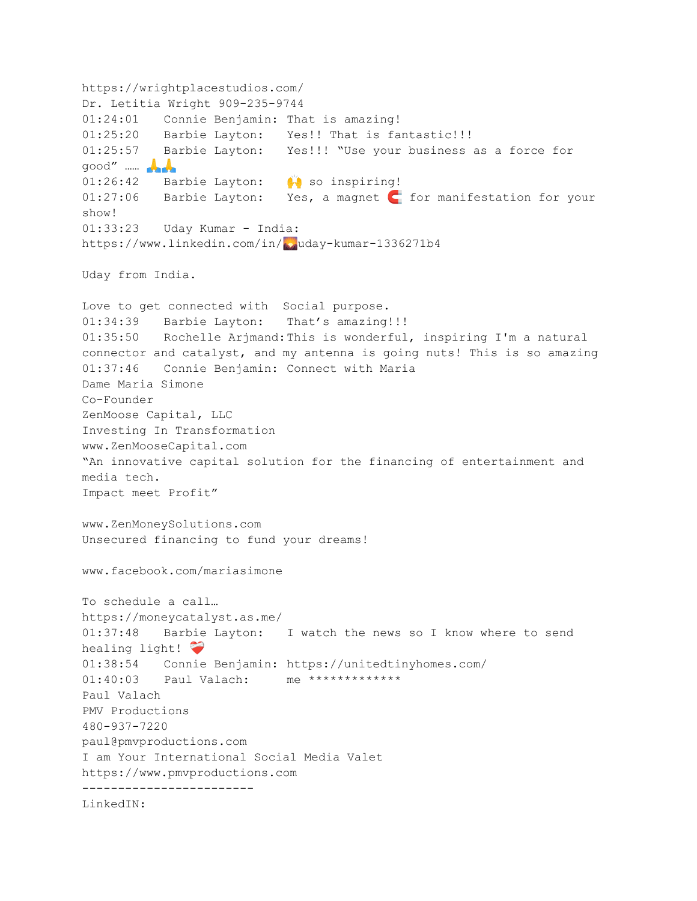https://wrightplacestudios.com/
Dr. Letitia Wright 909-235-9744
01:24:01 Connie Benjamin: That is amazing!
01:25:20 Barbie Layton: Yes!! That is fantastic!!!
01:25:57 Barbie Layton: Yes!!! "Use your business as a force for good" …… 🙏🙏
01:26:42 Barbie Layton: 🙌 so inspiring!
01:27:06 Barbie Layton: Yes, a magnet 🧲 for manifestation for your show!
01:33:23 Uday Kumar - India: https://www.linkedin.com/in/🌄uday-kumar-1336271b4

Uday from India.

Love to get connected with Social purpose.
01:34:39 Barbie Layton: That's amazing!!!
01:35:50 Rochelle Arjmand: This is wonderful, inspiring I'm a natural connector and catalyst, and my antenna is going nuts! This is so amazing
01:37:46 Connie Benjamin: Connect with Maria
Dame Maria Simone
Co-Founder
ZenMoose Capital, LLC
Investing In Transformation
www.ZenMooseCapital.com
"An innovative capital solution for the financing of entertainment and media tech.
Impact meet Profit"

www.ZenMoneySolutions.com
Unsecured financing to fund your dreams!

www.facebook.com/mariasimone

To schedule a call…
https://moneycatalyst.as.me/
01:37:48 Barbie Layton: I watch the news so I know where to send healing light! ❤️‍🩹
01:38:54 Connie Benjamin: https://unitedtinyhomes.com/
01:40:03 Paul Valach: me *************
Paul Valach
PMV Productions
480-937-7220
paul@pmvproductions.com
I am Your International Social Media Valet
https://www.pmvproductions.com
------------------------
LinkedIN: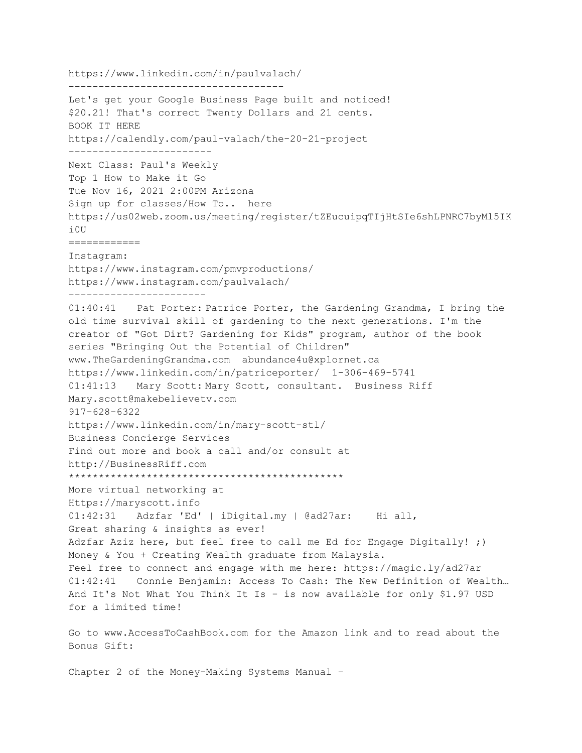https://www.linkedin.com/in/paulvalach/
------------------------------------
Let's get your Google Business Page built and noticed!
$20.21! That's correct Twenty Dollars and 21 cents.
BOOK IT HERE
https://calendly.com/paul-valach/the-20-21-project
------------------------
Next Class: Paul's Weekly
Top 1 How to Make it Go
Tue Nov 16, 2021 2:00PM Arizona
Sign up for classes/How To.. here
https://us02web.zoom.us/meeting/register/tZEucuipqTIjHtSIe6shLPNRC7byMl5IK
i0U
============
Instagram:
https://www.instagram.com/pmvproductions/
https://www.instagram.com/paulvalach/
-----------------------
01:40:41 Pat Porter: Patrice Porter, the Gardening Grandma, I bring the old time survival skill of gardening to the next generations. I'm the creator of "Got Dirt? Gardening for Kids" program, author of the book series "Bringing Out the Potential of Children"
www.TheGardeningGrandma.com abundance4u@xplornet.ca
https://www.linkedin.com/in/patriceporter/ 1-306-469-5741
01:41:13 Mary Scott: Mary Scott, consultant. Business Riff
Mary.scott@makebelievetv.com
917-628-6322
https://www.linkedin.com/in/mary-scott-stl/
Business Concierge Services
Find out more and book a call and/or consult at
http://BusinessRiff.com
*********************************************
More virtual networking at
Https://maryscott.info
01:42:31 Adzfar 'Ed' | iDigital.my | @ad27ar: Hi all,
Great sharing & insights as ever!
Adzfar Aziz here, but feel free to call me Ed for Engage Digitally! ;)
Money & You + Creating Wealth graduate from Malaysia.
Feel free to connect and engage with me here: https://magic.ly/ad27ar
01:42:41 Connie Benjamin: Access To Cash: The New Definition of Wealth… And It's Not What You Think It Is - is now available for only $1.97 USD for a limited time!

Go to www.AccessToCashBook.com for the Amazon link and to read about the Bonus Gift:

Chapter 2 of the Money-Making Systems Manual –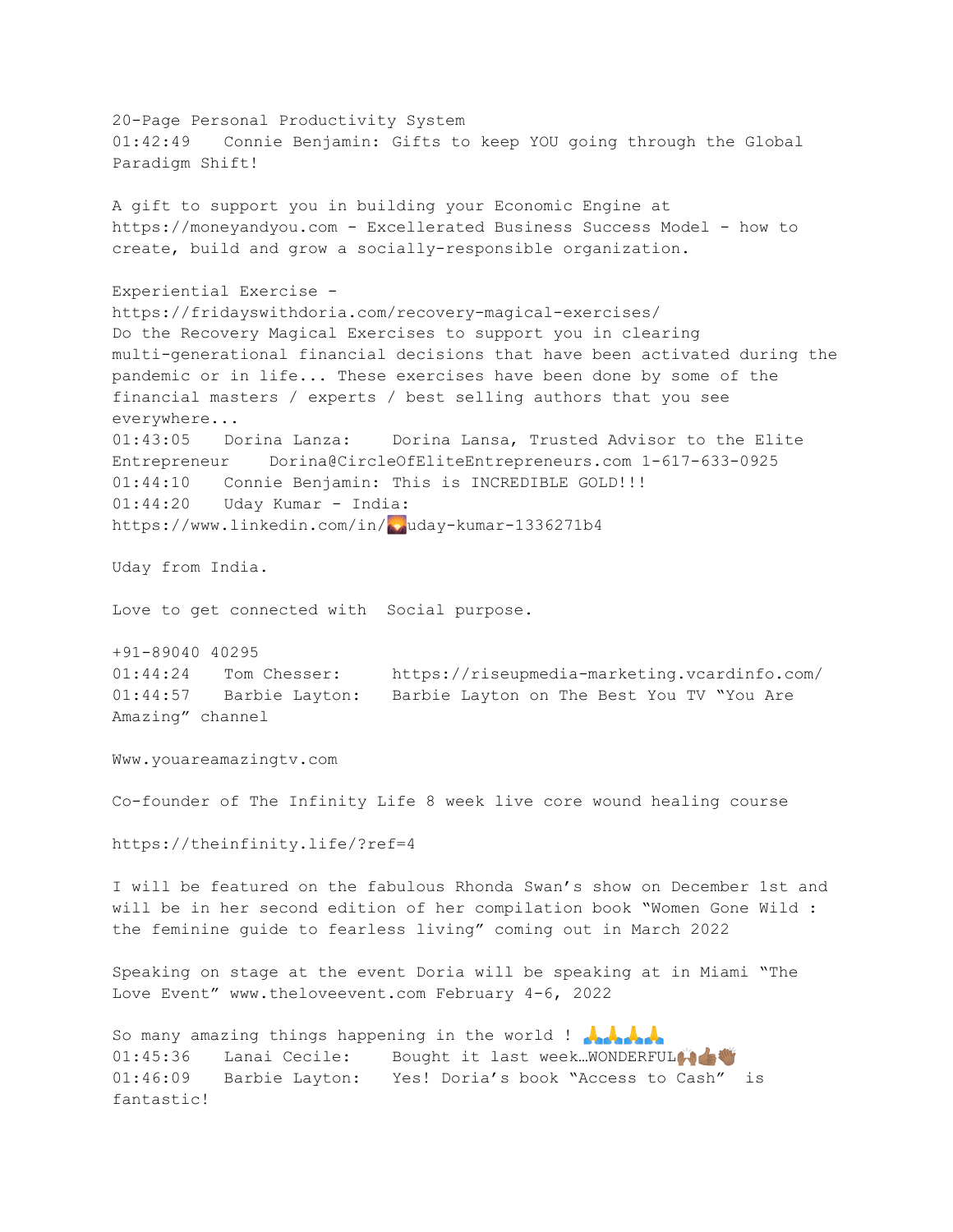20-Page Personal Productivity System
01:42:49 Connie Benjamin: Gifts to keep YOU going through the Global Paradigm Shift!

A gift to support you in building your Economic Engine at https://moneyandyou.com - Excellerated Business Success Model - how to create, build and grow a socially-responsible organization.

Experiential Exercise - https://fridayswithdoria.com/recovery-magical-exercises/
Do the Recovery Magical Exercises to support you in clearing multi-generational financial decisions that have been activated during the pandemic or in life... These exercises have been done by some of the financial masters / experts / best selling authors that you see everywhere...
01:43:05 Dorina Lanza: Dorina Lansa, Trusted Advisor to the Elite Entrepreneur Dorina@CircleOfEliteEntrepreneurs.com 1-617-633-0925
01:44:10 Connie Benjamin: This is INCREDIBLE GOLD!!!
01:44:20 Uday Kumar - India: https://www.linkedin.com/in/🌄uday-kumar-1336271b4

Uday from India.

Love to get connected with Social purpose.

+91-89040 40295
01:44:24 Tom Chesser: https://riseupmedia-marketing.vcardinfo.com/
01:44:57 Barbie Layton: Barbie Layton on The Best You TV "You Are Amazing" channel

Www.youareamazingtv.com

Co-founder of The Infinity Life 8 week live core wound healing course

https://theinfinity.life/?ref=4

I will be featured on the fabulous Rhonda Swan's show on December 1st and will be in her second edition of her compilation book "Women Gone Wild : the feminine guide to fearless living" coming out in March 2022

Speaking on stage at the event Doria will be speaking at in Miami "The Love Event" www.theloveevent.com February 4-6, 2022

So many amazing things happening in the world ! 🙏🙏🙏🙏
01:45:36 Lanai Cecile: Bought it last week…WONDERFUL🙌🏽👍🏽👏🏽
01:46:09 Barbie Layton: Yes! Doria's book "Access to Cash" is fantastic!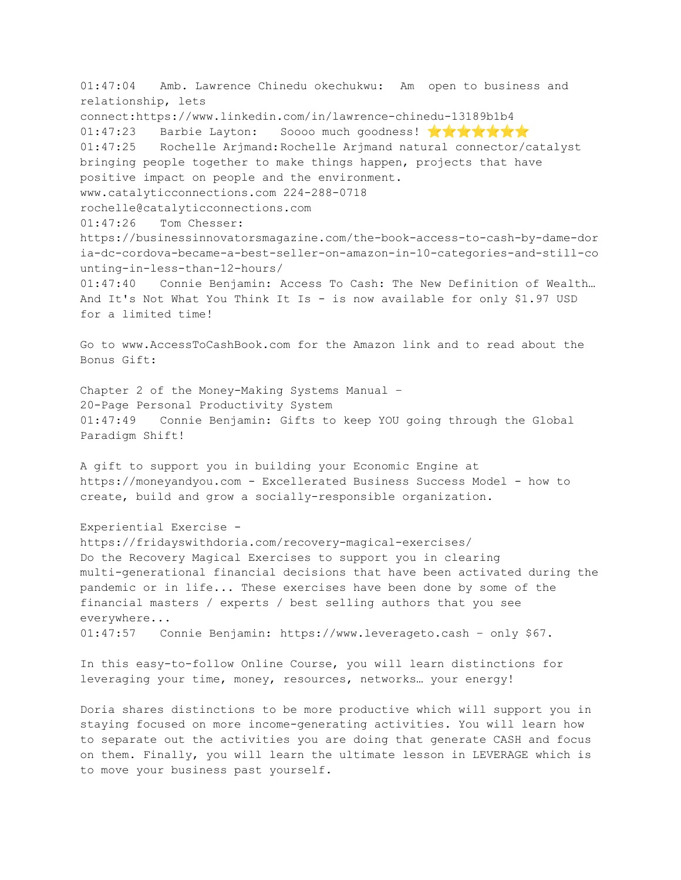01:47:04 Amb. Lawrence Chinedu okechukwu: Am open to business and relationship, lets connect:https://www.linkedin.com/in/lawrence-chinedu-13189b1b4
01:47:23 Barbie Layton: Soooo much goodness! ⭐⭐⭐⭐⭐⭐⭐
01:47:25 Rochelle Arjmand:Rochelle Arjmand natural connector/catalyst bringing people together to make things happen, projects that have positive impact on people and the environment.
www.catalyticconnections.com 224-288-0718
rochelle@catalyticconnections.com
01:47:26 Tom Chesser:
https://businessinnovatorsmagazine.com/the-book-access-to-cash-by-dame-doria-dc-cordova-became-a-best-seller-on-amazon-in-10-categories-and-still-counting-in-less-than-12-hours/
01:47:40 Connie Benjamin: Access To Cash: The New Definition of Wealth… And It's Not What You Think It Is - is now available for only $1.97 USD for a limited time!

Go to www.AccessToCashBook.com for the Amazon link and to read about the Bonus Gift:

Chapter 2 of the Money-Making Systems Manual -
20-Page Personal Productivity System
01:47:49 Connie Benjamin: Gifts to keep YOU going through the Global Paradigm Shift!

A gift to support you in building your Economic Engine at https://moneyandyou.com - Excellerated Business Success Model - how to create, build and grow a socially-responsible organization.

Experiential Exercise -
https://fridayswithdoria.com/recovery-magical-exercises/
Do the Recovery Magical Exercises to support you in clearing multi-generational financial decisions that have been activated during the pandemic or in life... These exercises have been done by some of the financial masters / experts / best selling authors that you see everywhere...
01:47:57 Connie Benjamin: https://www.leverageto.cash - only $67.

In this easy-to-follow Online Course, you will learn distinctions for leveraging your time, money, resources, networks… your energy!

Doria shares distinctions to be more productive which will support you in staying focused on more income-generating activities. You will learn how to separate out the activities you are doing that generate CASH and focus on them. Finally, you will learn the ultimate lesson in LEVERAGE which is to move your business past yourself.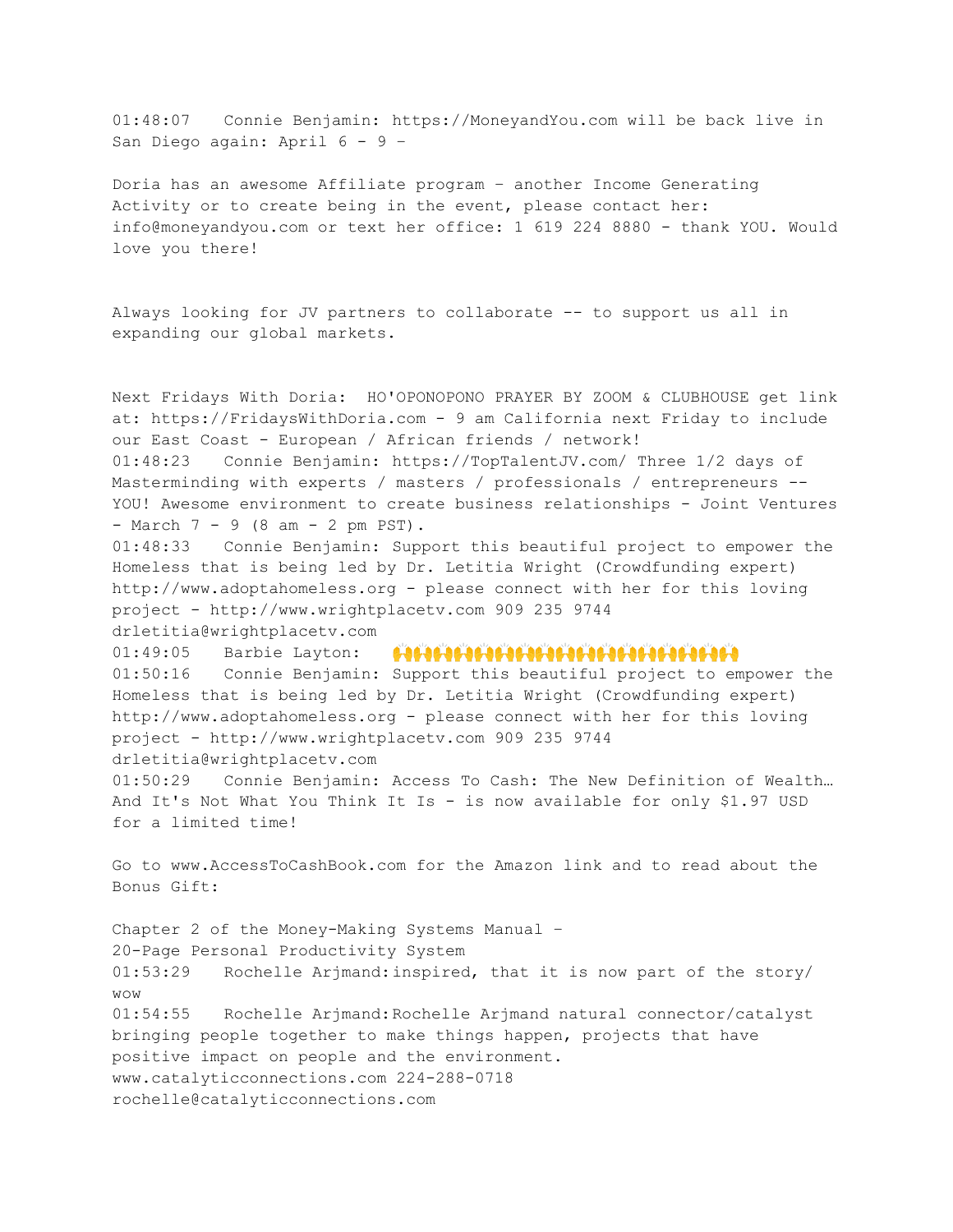01:48:07	Connie Benjamin: https://MoneyandYou.com will be back live in San Diego again: April 6 - 9 –

Doria has an awesome Affiliate program – another Income Generating Activity or to create being in the event, please contact her: info@moneyandyou.com or text her office: 1 619 224 8880 - thank YOU. Would love you there!

Always looking for JV partners to collaborate -- to support us all in expanding our global markets.

Next Fridays With Doria:  HO'OPONOPONO PRAYER BY ZOOM & CLUBHOUSE get link at: https://FridaysWithDoria.com - 9 am California next Friday to include our East Coast - European / African friends / network!
01:48:23	Connie Benjamin: https://TopTalentJV.com/ Three 1/2 days of Masterminding with experts / masters / professionals / entrepreneurs -- YOU! Awesome environment to create business relationships - Joint Ventures - March 7 - 9 (8 am - 2 pm PST).
01:48:33	Connie Benjamin: Support this beautiful project to empower the Homeless that is being led by Dr. Letitia Wright (Crowdfunding expert) http://www.adoptahomeless.org - please connect with her for this loving project - http://www.wrightplacetv.com 909 235 9744 drletitia@wrightplacetv.com
01:49:05	Barbie Layton: 👏👏👏👏👏👏👏👏👏👏👏👏👏👏👏👏👏👏👏👏👏👏👏👏
01:50:16	Connie Benjamin: Support this beautiful project to empower the Homeless that is being led by Dr. Letitia Wright (Crowdfunding expert) http://www.adoptahomeless.org - please connect with her for this loving project - http://www.wrightplacetv.com 909 235 9744 drletitia@wrightplacetv.com
01:50:29	Connie Benjamin: Access To Cash: The New Definition of Wealth… And It's Not What You Think It Is - is now available for only $1.97 USD for a limited time!

Go to www.AccessToCashBook.com for the Amazon link and to read about the Bonus Gift:

Chapter 2 of the Money-Making Systems Manual –
20-Page Personal Productivity System
01:53:29	Rochelle Arjmand:inspired, that it is now part of the story/ wow
01:54:55	Rochelle Arjmand:Rochelle Arjmand natural connector/catalyst bringing people together to make things happen, projects that have positive impact on people and the environment. www.catalyticconnections.com 224-288-0718 rochelle@catalyticconnections.com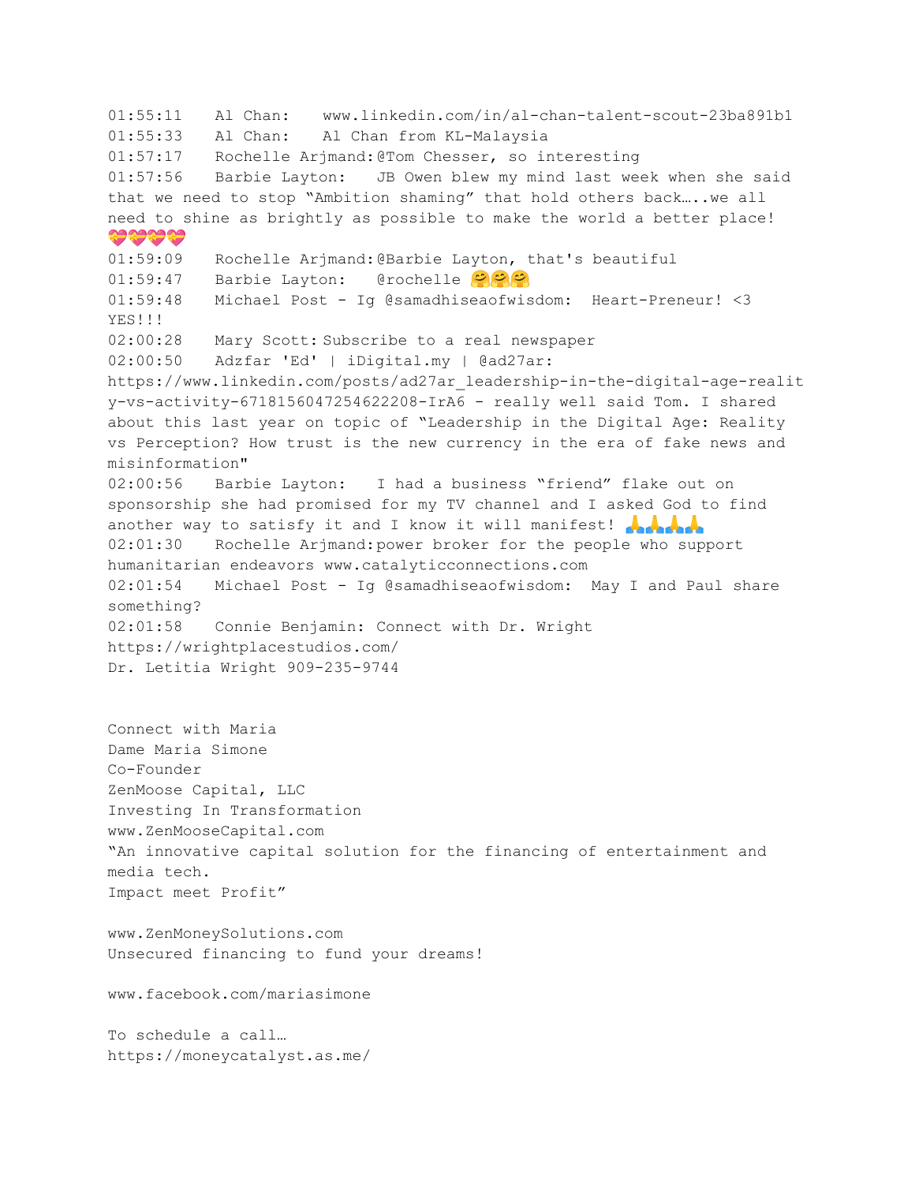01:55:11 Al Chan: www.linkedin.com/in/al-chan-talent-scout-23ba891b1
01:55:33 Al Chan: Al Chan from KL-Malaysia
01:57:17 Rochelle Arjmand:@Tom Chesser, so interesting
01:57:56 Barbie Layton: JB Owen blew my mind last week when she said that we need to stop “Ambition shaming” that hold others back…..we all need to shine as brightly as possible to make the world a better place! 💝💝💝💝
01:59:09 Rochelle Arjmand:@Barbie Layton, that's beautiful
01:59:47 Barbie Layton: @rochelle 🤗🤗🤗
01:59:48 Michael Post - Ig @samadhiseaofwisdom: Heart-Preneur! <3 YES!!!
02:00:28 Mary Scott: Subscribe to a real newspaper
02:00:50 Adzfar 'Ed' | iDigital.my | @ad27ar: https://www.linkedin.com/posts/ad27ar_leadership-in-the-digital-age-reality-vs-activity-6718156047254622208-IrA6 - really well said Tom. I shared about this last year on topic of “Leadership in the Digital Age: Reality vs Perception? How trust is the new currency in the era of fake news and misinformation"
02:00:56 Barbie Layton: I had a business “friend” flake out on sponsorship she had promised for my TV channel and I asked God to find another way to satisfy it and I know it will manifest! 🙏🙏🙏🙏
02:01:30 Rochelle Arjmand:power broker for the people who support humanitarian endeavors www.catalyticconnections.com
02:01:54 Michael Post - Ig @samadhiseaofwisdom: May I and Paul share something?
02:01:58 Connie Benjamin: Connect with Dr. Wright
https://wrightplacestudios.com/
Dr. Letitia Wright 909-235-9744

Connect with Maria
Dame Maria Simone
Co-Founder
ZenMoose Capital, LLC
Investing In Transformation
www.ZenMooseCapital.com
“An innovative capital solution for the financing of entertainment and media tech.
Impact meet Profit”

www.ZenMoneySolutions.com
Unsecured financing to fund your dreams!

www.facebook.com/mariasimone

To schedule a call…
https://moneycatalyst.as.me/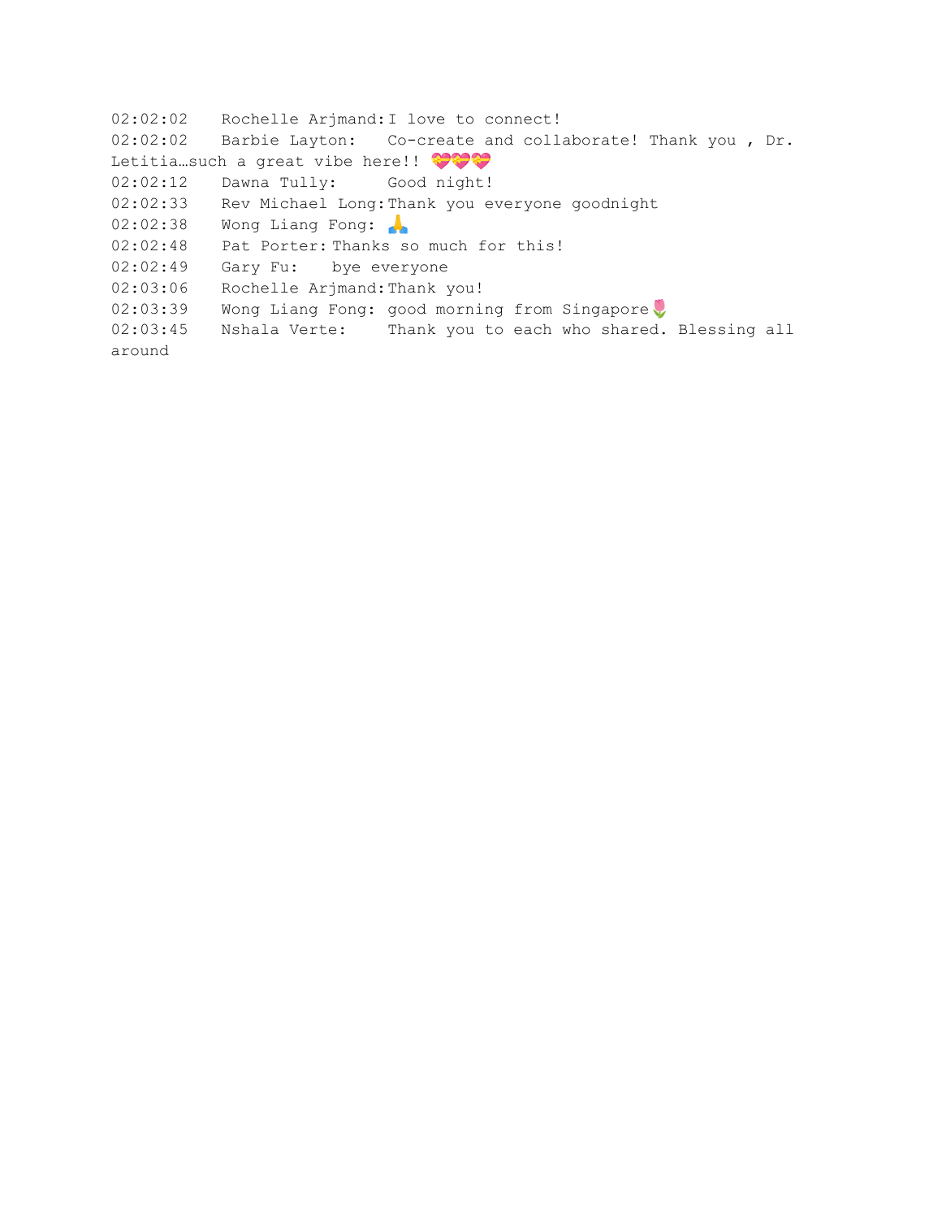02:02:02 Rochelle Arjmand: I love to connect!
02:02:02 Barbie Layton: Co-create and collaborate! Thank you , Dr. Letitia…such a great vibe here!! 💝💝💝
02:02:12 Dawna Tully: Good night!
02:02:33 Rev Michael Long: Thank you everyone goodnight
02:02:38 Wong Liang Fong: 🙏
02:02:48 Pat Porter: Thanks so much for this!
02:02:49 Gary Fu: bye everyone
02:03:06 Rochelle Arjmand: Thank you!
02:03:39 Wong Liang Fong: good morning from Singapore🌷
02:03:45 Nshala Verte: Thank you to each who shared. Blessing all around